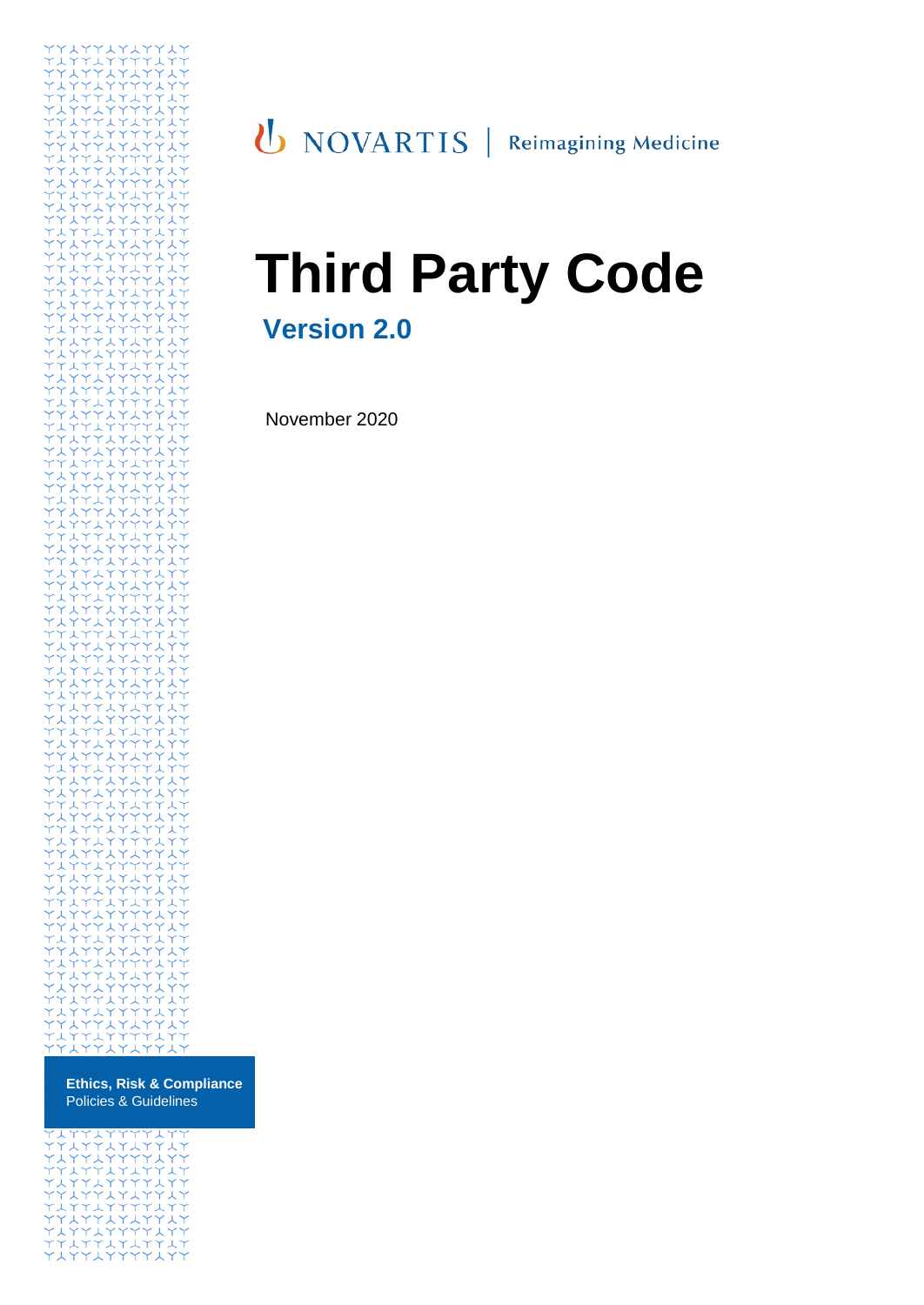NOVARTIS | Reimagining Medicine

# Third Party Code

## Version 2.0

November 2020

**Ethics, Risk & Compliance**
Policies & Guidelines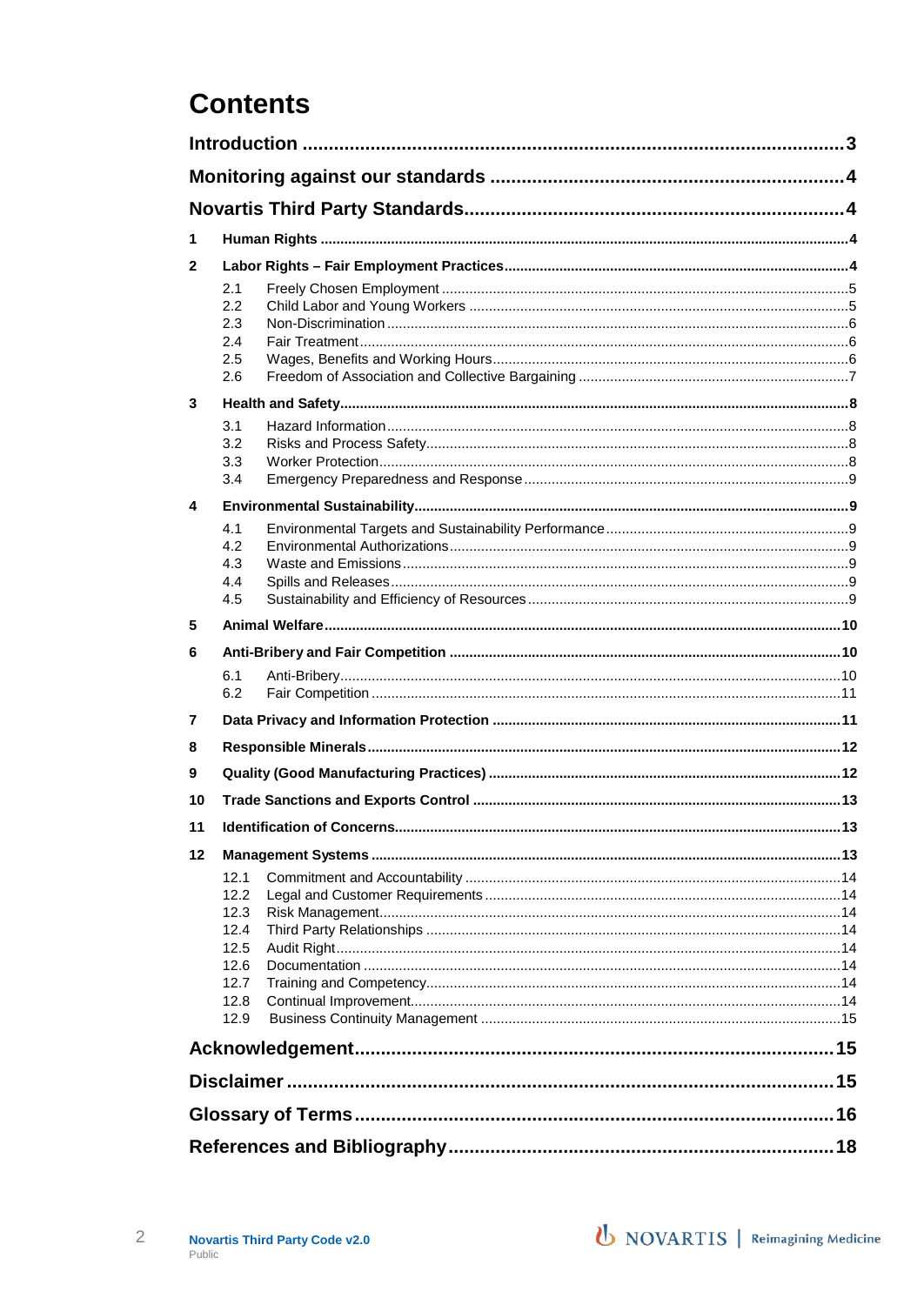# Contents

**Introduction** ..... 3

**Monitoring against our standards** ..... 4

**Novartis Third Party Standards** ..... 4

**1 Human Rights** ..... 4

**2 Labor Rights – Fair Employment Practices** ..... 4

- 2.1 Freely Chosen Employment ..... 5
- 2.2 Child Labor and Young Workers ..... 5
- 2.3 Non-Discrimination ..... 6
- 2.4 Fair Treatment ..... 6
- 2.5 Wages, Benefits and Working Hours ..... 6
- 2.6 Freedom of Association and Collective Bargaining ..... 7

**3 Health and Safety** ..... 8

- 3.1 Hazard Information ..... 8
- 3.2 Risks and Process Safety ..... 8
- 3.3 Worker Protection ..... 8
- 3.4 Emergency Preparedness and Response ..... 9

**4 Environmental Sustainability** ..... 9

- 4.1 Environmental Targets and Sustainability Performance ..... 9
- 4.2 Environmental Authorizations ..... 9
- 4.3 Waste and Emissions ..... 9
- 4.4 Spills and Releases ..... 9
- 4.5 Sustainability and Efficiency of Resources ..... 9

**5 Animal Welfare** ..... 10

**6 Anti-Bribery and Fair Competition** ..... 10

- 6.1 Anti-Bribery ..... 10
- 6.2 Fair Competition ..... 11

**7 Data Privacy and Information Protection** ..... 11

**8 Responsible Minerals** ..... 12

**9 Quality (Good Manufacturing Practices)** ..... 12

**10 Trade Sanctions and Exports Control** ..... 13

**11 Identification of Concerns** ..... 13

**12 Management Systems** ..... 13

- 12.1 Commitment and Accountability ..... 14
- 12.2 Legal and Customer Requirements ..... 14
- 12.3 Risk Management ..... 14
- 12.4 Third Party Relationships ..... 14
- 12.5 Audit Right ..... 14
- 12.6 Documentation ..... 14
- 12.7 Training and Competency ..... 14
- 12.8 Continual Improvement ..... 14
- 12.9 Business Continuity Management ..... 15

**Acknowledgement** ..... 15

**Disclaimer** ..... 15

**Glossary of Terms** ..... 16

**References and Bibliography** ..... 18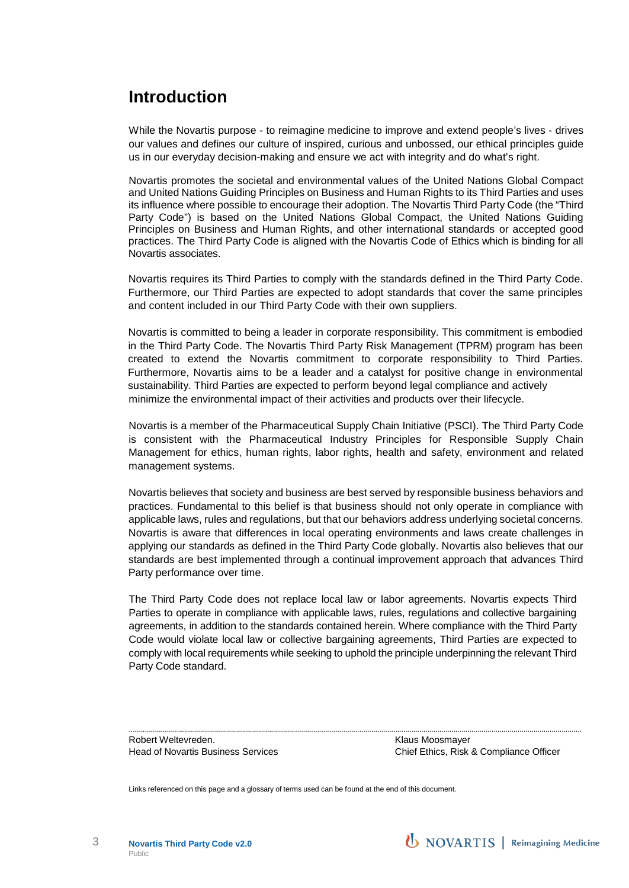# Introduction

While the Novartis purpose - to reimagine medicine to improve and extend people's lives - drives our values and defines our culture of inspired, curious and unbossed, our ethical principles guide us in our everyday decision-making and ensure we act with integrity and do what's right.

Novartis promotes the societal and environmental values of the United Nations Global Compact and United Nations Guiding Principles on Business and Human Rights to its Third Parties and uses its influence where possible to encourage their adoption. The Novartis Third Party Code (the "Third Party Code") is based on the United Nations Global Compact, the United Nations Guiding Principles on Business and Human Rights, and other international standards or accepted good practices. The Third Party Code is aligned with the Novartis Code of Ethics which is binding for all Novartis associates.

Novartis requires its Third Parties to comply with the standards defined in the Third Party Code. Furthermore, our Third Parties are expected to adopt standards that cover the same principles and content included in our Third Party Code with their own suppliers.

Novartis is committed to being a leader in corporate responsibility. This commitment is embodied in the Third Party Code. The Novartis Third Party Risk Management (TPRM) program has been created to extend the Novartis commitment to corporate responsibility to Third Parties. Furthermore, Novartis aims to be a leader and a catalyst for positive change in environmental sustainability. Third Parties are expected to perform beyond legal compliance and actively minimize the environmental impact of their activities and products over their lifecycle.

Novartis is a member of the Pharmaceutical Supply Chain Initiative (PSCI). The Third Party Code is consistent with the Pharmaceutical Industry Principles for Responsible Supply Chain Management for ethics, human rights, labor rights, health and safety, environment and related management systems.

Novartis believes that society and business are best served by responsible business behaviors and practices. Fundamental to this belief is that business should not only operate in compliance with applicable laws, rules and regulations, but that our behaviors address underlying societal concerns. Novartis is aware that differences in local operating environments and laws create challenges in applying our standards as defined in the Third Party Code globally. Novartis also believes that our standards are best implemented through a continual improvement approach that advances Third Party performance over time.

The Third Party Code does not replace local law or labor agreements. Novartis expects Third Parties to operate in compliance with applicable laws, rules, regulations and collective bargaining agreements, in addition to the standards contained herein. Where compliance with the Third Party Code would violate local law or collective bargaining agreements, Third Parties are expected to comply with local requirements while seeking to uphold the principle underpinning the relevant Third Party Code standard.

Robert Weltevreden.
Head of Novartis Business Services

Klaus Moosmayer
Chief Ethics, Risk & Compliance Officer

Links referenced on this page and a glossary of terms used can be found at the end of this document.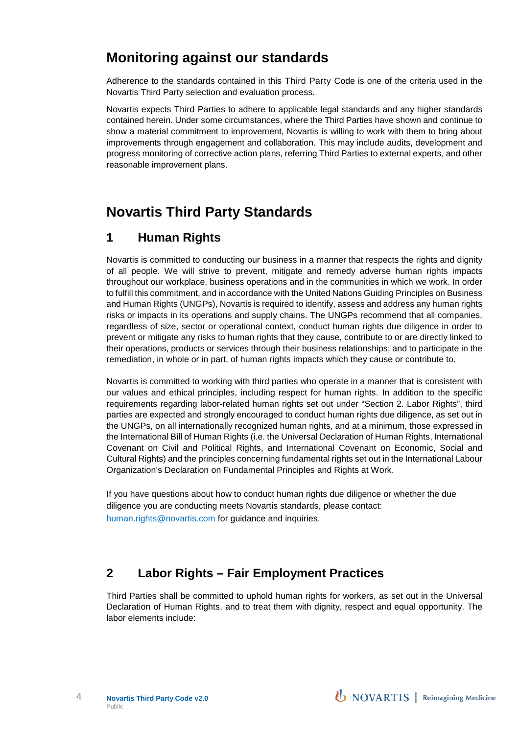## Monitoring against our standards

Adherence to the standards contained in this Third Party Code is one of the criteria used in the Novartis Third Party selection and evaluation process.

Novartis expects Third Parties to adhere to applicable legal standards and any higher standards contained herein. Under some circumstances, where the Third Parties have shown and continue to show a material commitment to improvement, Novartis is willing to work with them to bring about improvements through engagement and collaboration. This may include audits, development and progress monitoring of corrective action plans, referring Third Parties to external experts, and other reasonable improvement plans.

## Novartis Third Party Standards

### 1 Human Rights

Novartis is committed to conducting our business in a manner that respects the rights and dignity of all people. We will strive to prevent, mitigate and remedy adverse human rights impacts throughout our workplace, business operations and in the communities in which we work. In order to fulfill this commitment, and in accordance with the United Nations Guiding Principles on Business and Human Rights (UNGPs), Novartis is required to identify, assess and address any human rights risks or impacts in its operations and supply chains. The UNGPs recommend that all companies, regardless of size, sector or operational context, conduct human rights due diligence in order to prevent or mitigate any risks to human rights that they cause, contribute to or are directly linked to their operations, products or services through their business relationships; and to participate in the remediation, in whole or in part, of human rights impacts which they cause or contribute to.

Novartis is committed to working with third parties who operate in a manner that is consistent with our values and ethical principles, including respect for human rights. In addition to the specific requirements regarding labor-related human rights set out under "Section 2. Labor Rights", third parties are expected and strongly encouraged to conduct human rights due diligence, as set out in the UNGPs, on all internationally recognized human rights, and at a minimum, those expressed in the International Bill of Human Rights (i.e. the Universal Declaration of Human Rights, International Covenant on Civil and Political Rights, and International Covenant on Economic, Social and Cultural Rights) and the principles concerning fundamental rights set out in the International Labour Organization's Declaration on Fundamental Principles and Rights at Work.

If you have questions about how to conduct human rights due diligence or whether the due diligence you are conducting meets Novartis standards, please contact: human.rights@novartis.com for guidance and inquiries.

### 2 Labor Rights – Fair Employment Practices

Third Parties shall be committed to uphold human rights for workers, as set out in the Universal Declaration of Human Rights, and to treat them with dignity, respect and equal opportunity. The labor elements include: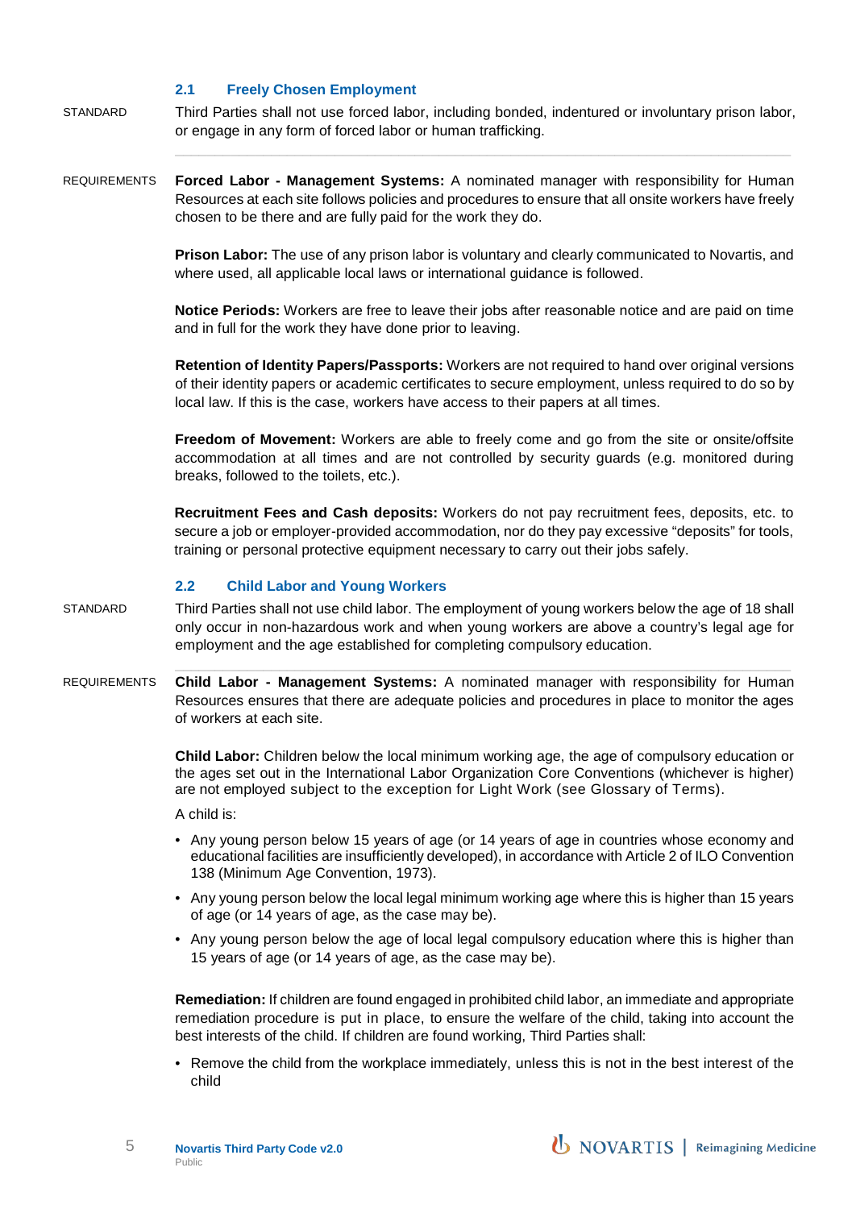### 2.1 Freely Chosen Employment

STANDARD

Third Parties shall not use forced labor, including bonded, indentured or involuntary prison labor, or engage in any form of forced labor or human trafficking.

REQUIREMENTS

**Forced Labor - Management Systems:** A nominated manager with responsibility for Human Resources at each site follows policies and procedures to ensure that all onsite workers have freely chosen to be there and are fully paid for the work they do.

**Prison Labor:** The use of any prison labor is voluntary and clearly communicated to Novartis, and where used, all applicable local laws or international guidance is followed.

**Notice Periods:** Workers are free to leave their jobs after reasonable notice and are paid on time and in full for the work they have done prior to leaving.

**Retention of Identity Papers/Passports:** Workers are not required to hand over original versions of their identity papers or academic certificates to secure employment, unless required to do so by local law. If this is the case, workers have access to their papers at all times.

**Freedom of Movement:** Workers are able to freely come and go from the site or onsite/offsite accommodation at all times and are not controlled by security guards (e.g. monitored during breaks, followed to the toilets, etc.).

**Recruitment Fees and Cash deposits:** Workers do not pay recruitment fees, deposits, etc. to secure a job or employer-provided accommodation, nor do they pay excessive "deposits" for tools, training or personal protective equipment necessary to carry out their jobs safely.

### 2.2 Child Labor and Young Workers

STANDARD

Third Parties shall not use child labor. The employment of young workers below the age of 18 shall only occur in non-hazardous work and when young workers are above a country's legal age for employment and the age established for completing compulsory education.

REQUIREMENTS

**Child Labor - Management Systems:** A nominated manager with responsibility for Human Resources ensures that there are adequate policies and procedures in place to monitor the ages of workers at each site.

**Child Labor:** Children below the local minimum working age, the age of compulsory education or the ages set out in the International Labor Organization Core Conventions (whichever is higher) are not employed subject to the exception for Light Work (see Glossary of Terms).

A child is:

- Any young person below 15 years of age (or 14 years of age in countries whose economy and educational facilities are insufficiently developed), in accordance with Article 2 of ILO Convention 138 (Minimum Age Convention, 1973).
- Any young person below the local legal minimum working age where this is higher than 15 years of age (or 14 years of age, as the case may be).
- Any young person below the age of local legal compulsory education where this is higher than 15 years of age (or 14 years of age, as the case may be).

**Remediation:** If children are found engaged in prohibited child labor, an immediate and appropriate remediation procedure is put in place, to ensure the welfare of the child, taking into account the best interests of the child. If children are found working, Third Parties shall:

- Remove the child from the workplace immediately, unless this is not in the best interest of the child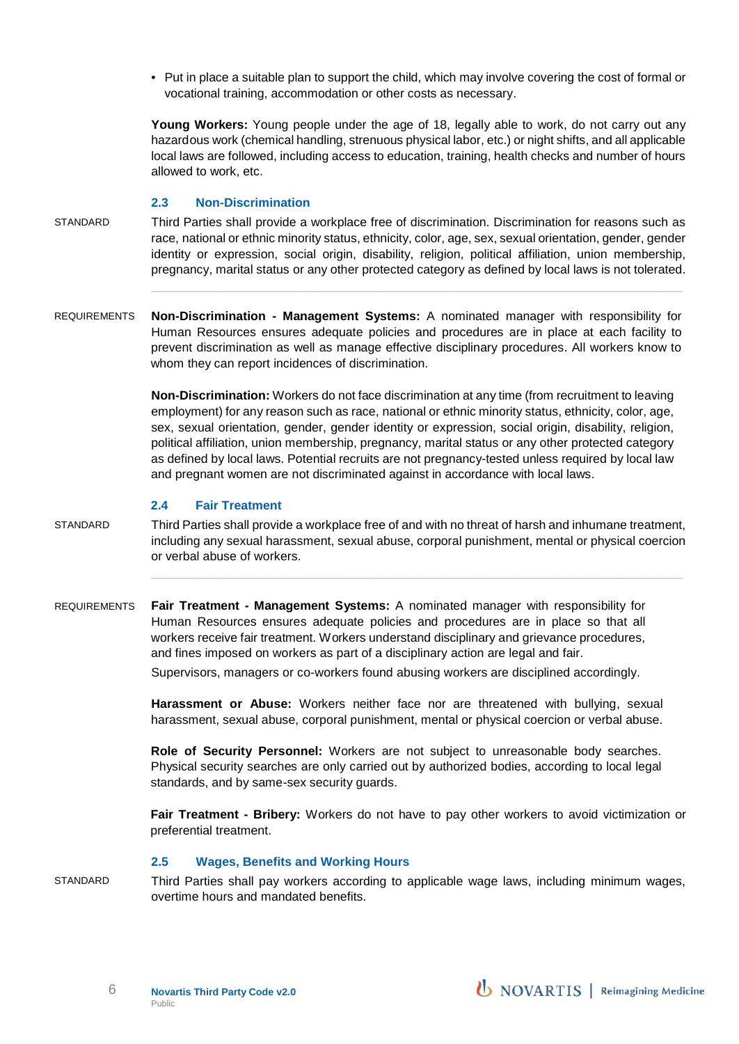- Put in place a suitable plan to support the child, which may involve covering the cost of formal or vocational training, accommodation or other costs as necessary.

**Young Workers:** Young people under the age of 18, legally able to work, do not carry out any hazardous work (chemical handling, strenuous physical labor, etc.) or night shifts, and all applicable local laws are followed, including access to education, training, health checks and number of hours allowed to work, etc.

### 2.3 Non-Discrimination

STANDARD

Third Parties shall provide a workplace free of discrimination. Discrimination for reasons such as race, national or ethnic minority status, ethnicity, color, age, sex, sexual orientation, gender, gender identity or expression, social origin, disability, religion, political affiliation, union membership, pregnancy, marital status or any other protected category as defined by local laws is not tolerated.

REQUIREMENTS

**Non-Discrimination - Management Systems:** A nominated manager with responsibility for Human Resources ensures adequate policies and procedures are in place at each facility to prevent discrimination as well as manage effective disciplinary procedures. All workers know to whom they can report incidences of discrimination.

**Non-Discrimination:** Workers do not face discrimination at any time (from recruitment to leaving employment) for any reason such as race, national or ethnic minority status, ethnicity, color, age, sex, sexual orientation, gender, gender identity or expression, social origin, disability, religion, political affiliation, union membership, pregnancy, marital status or any other protected category as defined by local laws. Potential recruits are not pregnancy-tested unless required by local law and pregnant women are not discriminated against in accordance with local laws.

### 2.4 Fair Treatment

STANDARD

Third Parties shall provide a workplace free of and with no threat of harsh and inhumane treatment, including any sexual harassment, sexual abuse, corporal punishment, mental or physical coercion or verbal abuse of workers.

REQUIREMENTS

**Fair Treatment - Management Systems:** A nominated manager with responsibility for Human Resources ensures adequate policies and procedures are in place so that all workers receive fair treatment. Workers understand disciplinary and grievance procedures, and fines imposed on workers as part of a disciplinary action are legal and fair.

Supervisors, managers or co-workers found abusing workers are disciplined accordingly.

**Harassment or Abuse:** Workers neither face nor are threatened with bullying, sexual harassment, sexual abuse, corporal punishment, mental or physical coercion or verbal abuse.

**Role of Security Personnel:** Workers are not subject to unreasonable body searches. Physical security searches are only carried out by authorized bodies, according to local legal standards, and by same-sex security guards.

**Fair Treatment - Bribery:** Workers do not have to pay other workers to avoid victimization or preferential treatment.

### 2.5 Wages, Benefits and Working Hours

STANDARD

Third Parties shall pay workers according to applicable wage laws, including minimum wages, overtime hours and mandated benefits.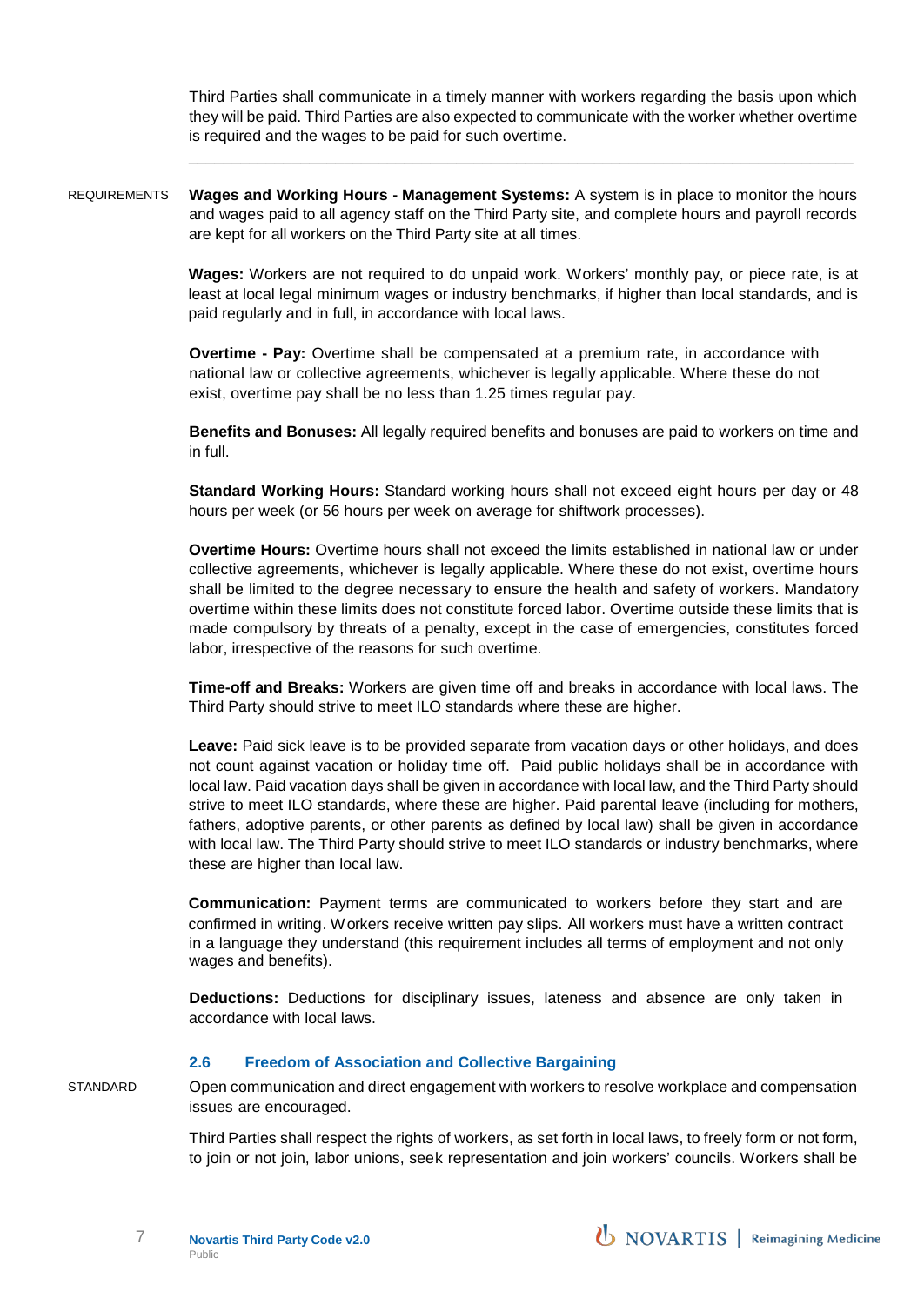Third Parties shall communicate in a timely manner with workers regarding the basis upon which they will be paid. Third Parties are also expected to communicate with the worker whether overtime is required and the wages to be paid for such overtime.

---

REQUIREMENTS

**Wages and Working Hours - Management Systems:** A system is in place to monitor the hours and wages paid to all agency staff on the Third Party site, and complete hours and payroll records are kept for all workers on the Third Party site at all times.

**Wages:** Workers are not required to do unpaid work. Workers' monthly pay, or piece rate, is at least at local legal minimum wages or industry benchmarks, if higher than local standards, and is paid regularly and in full, in accordance with local laws.

**Overtime - Pay:** Overtime shall be compensated at a premium rate, in accordance with national law or collective agreements, whichever is legally applicable. Where these do not exist, overtime pay shall be no less than 1.25 times regular pay.

**Benefits and Bonuses:** All legally required benefits and bonuses are paid to workers on time and in full.

**Standard Working Hours:** Standard working hours shall not exceed eight hours per day or 48 hours per week (or 56 hours per week on average for shiftwork processes).

**Overtime Hours:** Overtime hours shall not exceed the limits established in national law or under collective agreements, whichever is legally applicable. Where these do not exist, overtime hours shall be limited to the degree necessary to ensure the health and safety of workers. Mandatory overtime within these limits does not constitute forced labor. Overtime outside these limits that is made compulsory by threats of a penalty, except in the case of emergencies, constitutes forced labor, irrespective of the reasons for such overtime.

**Time-off and Breaks:** Workers are given time off and breaks in accordance with local laws. The Third Party should strive to meet ILO standards where these are higher.

**Leave:** Paid sick leave is to be provided separate from vacation days or other holidays, and does not count against vacation or holiday time off. Paid public holidays shall be in accordance with local law. Paid vacation days shall be given in accordance with local law, and the Third Party should strive to meet ILO standards, where these are higher. Paid parental leave (including for mothers, fathers, adoptive parents, or other parents as defined by local law) shall be given in accordance with local law. The Third Party should strive to meet ILO standards or industry benchmarks, where these are higher than local law.

**Communication:** Payment terms are communicated to workers before they start and are confirmed in writing. Workers receive written pay slips. All workers must have a written contract in a language they understand (this requirement includes all terms of employment and not only wages and benefits).

**Deductions:** Deductions for disciplinary issues, lateness and absence are only taken in accordance with local laws.

### 2.6 Freedom of Association and Collective Bargaining

STANDARD

Open communication and direct engagement with workers to resolve workplace and compensation issues are encouraged.

Third Parties shall respect the rights of workers, as set forth in local laws, to freely form or not form, to join or not join, labor unions, seek representation and join workers' councils. Workers shall be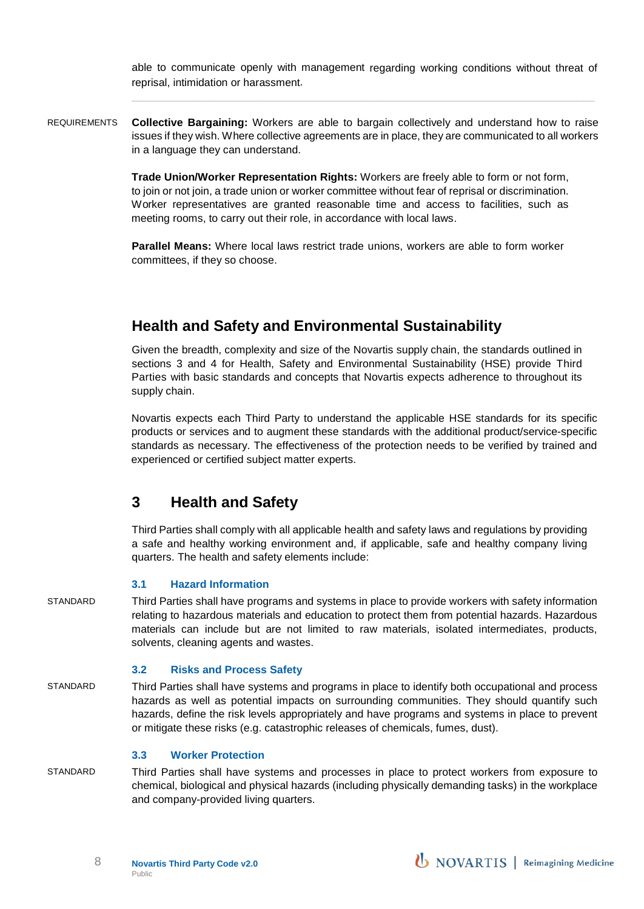able to communicate openly with management regarding working conditions without threat of reprisal, intimidation or harassment.

REQUIREMENTS **Collective Bargaining:** Workers are able to bargain collectively and understand how to raise issues if they wish. Where collective agreements are in place, they are communicated to all workers in a language they can understand.

**Trade Union/Worker Representation Rights:** Workers are freely able to form or not form, to join or not join, a trade union or worker committee without fear of reprisal or discrimination. Worker representatives are granted reasonable time and access to facilities, such as meeting rooms, to carry out their role, in accordance with local laws.

**Parallel Means:** Where local laws restrict trade unions, workers are able to form worker committees, if they so choose.

## Health and Safety and Environmental Sustainability

Given the breadth, complexity and size of the Novartis supply chain, the standards outlined in sections 3 and 4 for Health, Safety and Environmental Sustainability (HSE) provide Third Parties with basic standards and concepts that Novartis expects adherence to throughout its supply chain.

Novartis expects each Third Party to understand the applicable HSE standards for its specific products or services and to augment these standards with the additional product/service-specific standards as necessary. The effectiveness of the protection needs to be verified by trained and experienced or certified subject matter experts.

## 3 Health and Safety

Third Parties shall comply with all applicable health and safety laws and regulations by providing a safe and healthy working environment and, if applicable, safe and healthy company living quarters. The health and safety elements include:

### 3.1 Hazard Information

STANDARD Third Parties shall have programs and systems in place to provide workers with safety information relating to hazardous materials and education to protect them from potential hazards. Hazardous materials can include but are not limited to raw materials, isolated intermediates, products, solvents, cleaning agents and wastes.

### 3.2 Risks and Process Safety

STANDARD Third Parties shall have systems and programs in place to identify both occupational and process hazards as well as potential impacts on surrounding communities. They should quantify such hazards, define the risk levels appropriately and have programs and systems in place to prevent or mitigate these risks (e.g. catastrophic releases of chemicals, fumes, dust).

### 3.3 Worker Protection

STANDARD Third Parties shall have systems and processes in place to protect workers from exposure to chemical, biological and physical hazards (including physically demanding tasks) in the workplace and company-provided living quarters.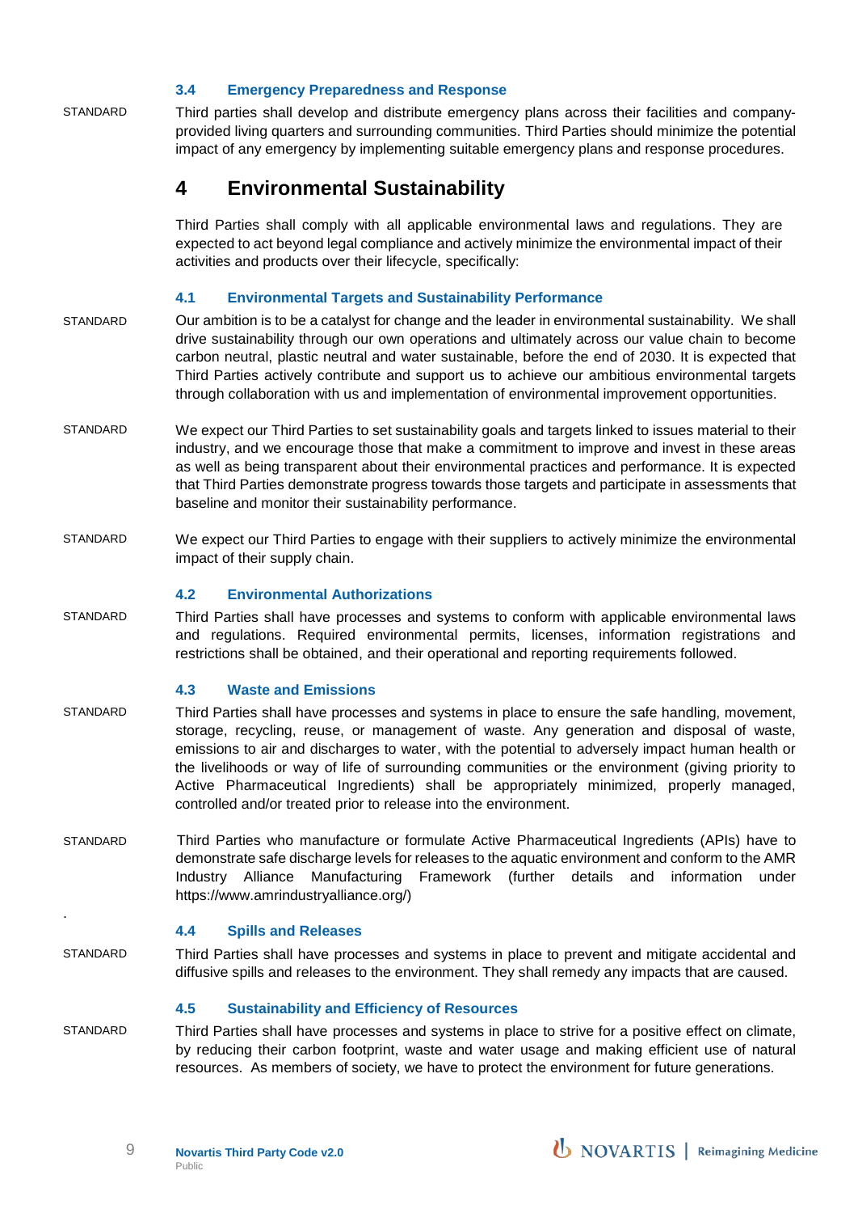### 3.4 Emergency Preparedness and Response

STANDARD

Third parties shall develop and distribute emergency plans across their facilities and company-provided living quarters and surrounding communities. Third Parties should minimize the potential impact of any emergency by implementing suitable emergency plans and response procedures.

## 4 Environmental Sustainability

Third Parties shall comply with all applicable environmental laws and regulations. They are expected to act beyond legal compliance and actively minimize the environmental impact of their activities and products over their lifecycle, specifically:

### 4.1 Environmental Targets and Sustainability Performance

STANDARD

Our ambition is to be a catalyst for change and the leader in environmental sustainability. We shall drive sustainability through our own operations and ultimately across our value chain to become carbon neutral, plastic neutral and water sustainable, before the end of 2030. It is expected that Third Parties actively contribute and support us to achieve our ambitious environmental targets through collaboration with us and implementation of environmental improvement opportunities.

STANDARD

We expect our Third Parties to set sustainability goals and targets linked to issues material to their industry, and we encourage those that make a commitment to improve and invest in these areas as well as being transparent about their environmental practices and performance. It is expected that Third Parties demonstrate progress towards those targets and participate in assessments that baseline and monitor their sustainability performance.

STANDARD

We expect our Third Parties to engage with their suppliers to actively minimize the environmental impact of their supply chain.

### 4.2 Environmental Authorizations

STANDARD

Third Parties shall have processes and systems to conform with applicable environmental laws and regulations. Required environmental permits, licenses, information registrations and restrictions shall be obtained, and their operational and reporting requirements followed.

### 4.3 Waste and Emissions

STANDARD

Third Parties shall have processes and systems in place to ensure the safe handling, movement, storage, recycling, reuse, or management of waste. Any generation and disposal of waste, emissions to air and discharges to water, with the potential to adversely impact human health or the livelihoods or way of life of surrounding communities or the environment (giving priority to Active Pharmaceutical Ingredients) shall be appropriately minimized, properly managed, controlled and/or treated prior to release into the environment.

STANDARD

Third Parties who manufacture or formulate Active Pharmaceutical Ingredients (APIs) have to demonstrate safe discharge levels for releases to the aquatic environment and conform to the AMR Industry Alliance Manufacturing Framework (further details and information under https://www.amrindustryalliance.org/)

### 4.4 Spills and Releases

STANDARD

Third Parties shall have processes and systems in place to prevent and mitigate accidental and diffusive spills and releases to the environment. They shall remedy any impacts that are caused.

### 4.5 Sustainability and Efficiency of Resources

STANDARD

Third Parties shall have processes and systems in place to strive for a positive effect on climate, by reducing their carbon footprint, waste and water usage and making efficient use of natural resources. As members of society, we have to protect the environment for future generations.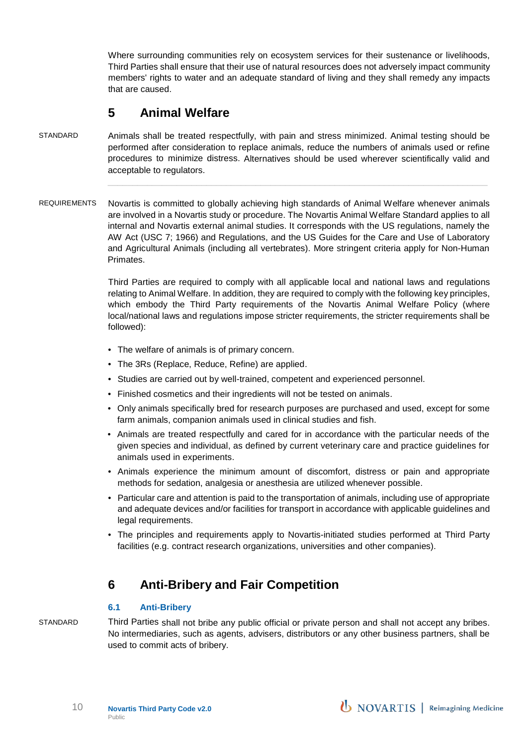Where surrounding communities rely on ecosystem services for their sustenance or livelihoods, Third Parties shall ensure that their use of natural resources does not adversely impact community members' rights to water and an adequate standard of living and they shall remedy any impacts that are caused.

# 5 Animal Welfare

STANDARD

Animals shall be treated respectfully, with pain and stress minimized. Animal testing should be performed after consideration to replace animals, reduce the numbers of animals used or refine procedures to minimize distress. Alternatives should be used wherever scientifically valid and acceptable to regulators.

REQUIREMENTS

Novartis is committed to globally achieving high standards of Animal Welfare whenever animals are involved in a Novartis study or procedure. The Novartis Animal Welfare Standard applies to all internal and Novartis external animal studies. It corresponds with the US regulations, namely the AW Act (USC 7; 1966) and Regulations, and the US Guides for the Care and Use of Laboratory and Agricultural Animals (including all vertebrates). More stringent criteria apply for Non-Human Primates.

Third Parties are required to comply with all applicable local and national laws and regulations relating to Animal Welfare. In addition, they are required to comply with the following key principles, which embody the Third Party requirements of the Novartis Animal Welfare Policy (where local/national laws and regulations impose stricter requirements, the stricter requirements shall be followed):

- The welfare of animals is of primary concern.
- The 3Rs (Replace, Reduce, Refine) are applied.
- Studies are carried out by well-trained, competent and experienced personnel.
- Finished cosmetics and their ingredients will not be tested on animals.
- Only animals specifically bred for research purposes are purchased and used, except for some farm animals, companion animals used in clinical studies and fish.
- Animals are treated respectfully and cared for in accordance with the particular needs of the given species and individual, as defined by current veterinary care and practice guidelines for animals used in experiments.
- Animals experience the minimum amount of discomfort, distress or pain and appropriate methods for sedation, analgesia or anesthesia are utilized whenever possible.
- Particular care and attention is paid to the transportation of animals, including use of appropriate and adequate devices and/or facilities for transport in accordance with applicable guidelines and legal requirements.
- The principles and requirements apply to Novartis-initiated studies performed at Third Party facilities (e.g. contract research organizations, universities and other companies).

# 6 Anti-Bribery and Fair Competition

## 6.1 Anti-Bribery

STANDARD

Third Parties shall not bribe any public official or private person and shall not accept any bribes. No intermediaries, such as agents, advisers, distributors or any other business partners, shall be used to commit acts of bribery.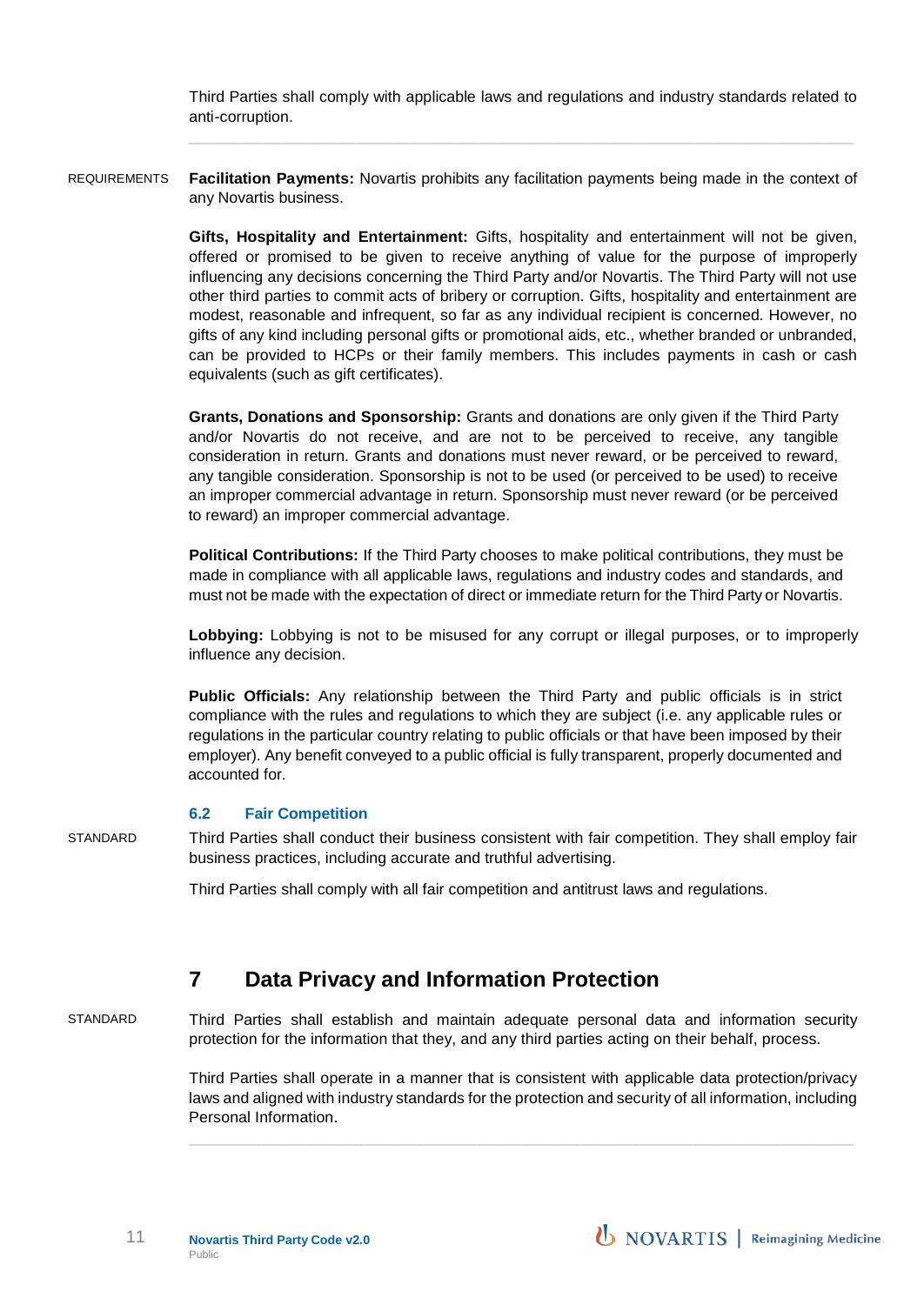Third Parties shall comply with applicable laws and regulations and industry standards related to anti-corruption.

REQUIREMENTS

**Facilitation Payments:** Novartis prohibits any facilitation payments being made in the context of any Novartis business.

**Gifts, Hospitality and Entertainment:** Gifts, hospitality and entertainment will not be given, offered or promised to be given to receive anything of value for the purpose of improperly influencing any decisions concerning the Third Party and/or Novartis. The Third Party will not use other third parties to commit acts of bribery or corruption. Gifts, hospitality and entertainment are modest, reasonable and infrequent, so far as any individual recipient is concerned. However, no gifts of any kind including personal gifts or promotional aids, etc., whether branded or unbranded, can be provided to HCPs or their family members. This includes payments in cash or cash equivalents (such as gift certificates).

**Grants, Donations and Sponsorship:** Grants and donations are only given if the Third Party and/or Novartis do not receive, and are not to be perceived to receive, any tangible consideration in return. Grants and donations must never reward, or be perceived to reward, any tangible consideration. Sponsorship is not to be used (or perceived to be used) to receive an improper commercial advantage in return. Sponsorship must never reward (or be perceived to reward) an improper commercial advantage.

**Political Contributions:** If the Third Party chooses to make political contributions, they must be made in compliance with all applicable laws, regulations and industry codes and standards, and must not be made with the expectation of direct or immediate return for the Third Party or Novartis.

**Lobbying:** Lobbying is not to be misused for any corrupt or illegal purposes, or to improperly influence any decision.

**Public Officials:** Any relationship between the Third Party and public officials is in strict compliance with the rules and regulations to which they are subject (i.e. any applicable rules or regulations in the particular country relating to public officials or that have been imposed by their employer). Any benefit conveyed to a public official is fully transparent, properly documented and accounted for.

### 6.2 Fair Competition

STANDARD

Third Parties shall conduct their business consistent with fair competition. They shall employ fair business practices, including accurate and truthful advertising.

Third Parties shall comply with all fair competition and antitrust laws and regulations.

## 7 Data Privacy and Information Protection

STANDARD

Third Parties shall establish and maintain adequate personal data and information security protection for the information that they, and any third parties acting on their behalf, process.

Third Parties shall operate in a manner that is consistent with applicable data protection/privacy laws and aligned with industry standards for the protection and security of all information, including Personal Information.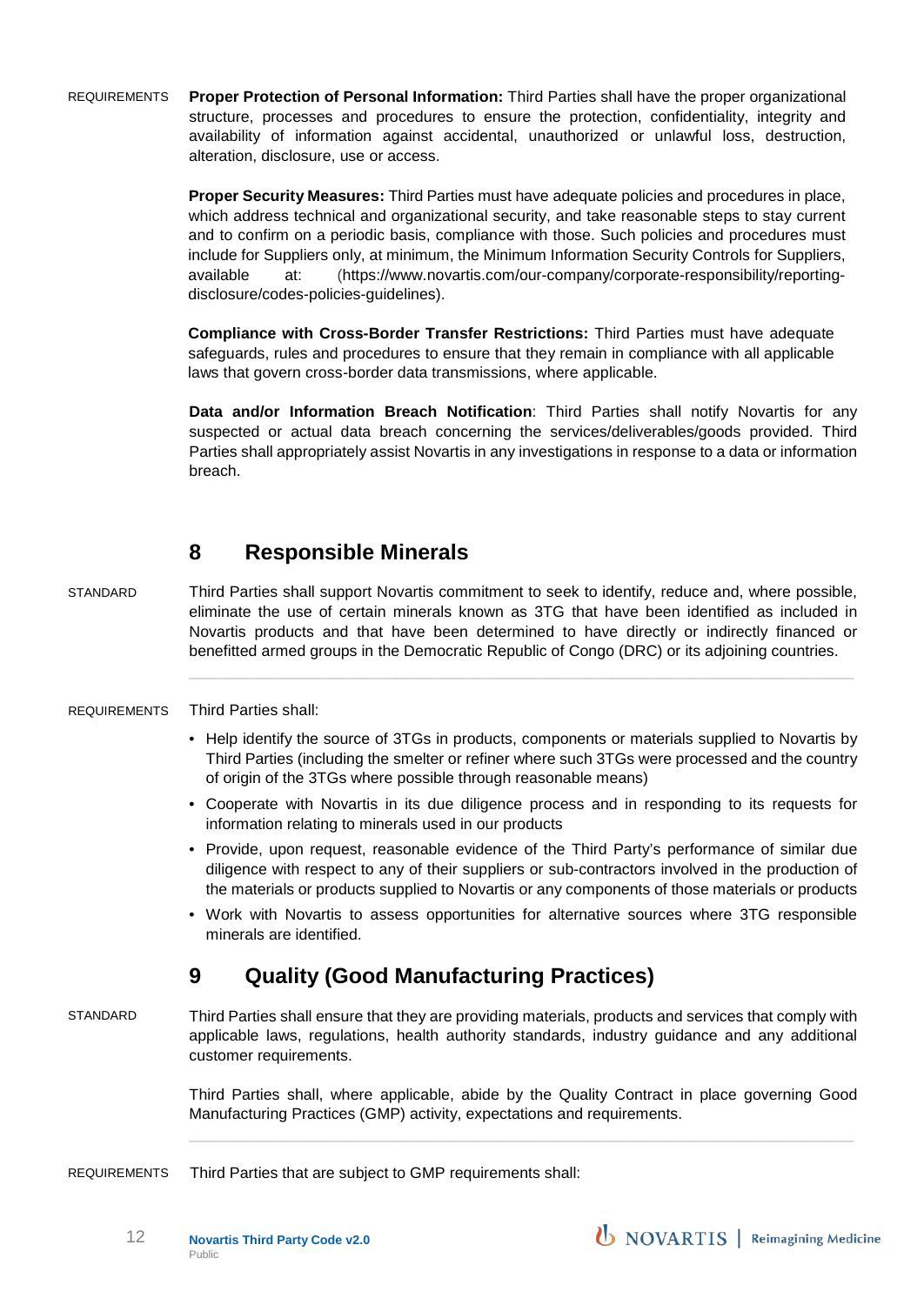REQUIREMENTS

**Proper Protection of Personal Information:** Third Parties shall have the proper organizational structure, processes and procedures to ensure the protection, confidentiality, integrity and availability of information against accidental, unauthorized or unlawful loss, destruction, alteration, disclosure, use or access.

**Proper Security Measures:** Third Parties must have adequate policies and procedures in place, which address technical and organizational security, and take reasonable steps to stay current and to confirm on a periodic basis, compliance with those. Such policies and procedures must include for Suppliers only, at minimum, the Minimum Information Security Controls for Suppliers, available at: (https://www.novartis.com/our-company/corporate-responsibility/reporting-disclosure/codes-policies-guidelines).

**Compliance with Cross-Border Transfer Restrictions:** Third Parties must have adequate safeguards, rules and procedures to ensure that they remain in compliance with all applicable laws that govern cross-border data transmissions, where applicable.

**Data and/or Information Breach Notification**: Third Parties shall notify Novartis for any suspected or actual data breach concerning the services/deliverables/goods provided. Third Parties shall appropriately assist Novartis in any investigations in response to a data or information breach.

## 8 Responsible Minerals

STANDARD

Third Parties shall support Novartis commitment to seek to identify, reduce and, where possible, eliminate the use of certain minerals known as 3TG that have been identified as included in Novartis products and that have been determined to have directly or indirectly financed or benefitted armed groups in the Democratic Republic of Congo (DRC) or its adjoining countries.

REQUIREMENTS

Third Parties shall:

- Help identify the source of 3TGs in products, components or materials supplied to Novartis by Third Parties (including the smelter or refiner where such 3TGs were processed and the country of origin of the 3TGs where possible through reasonable means)
- Cooperate with Novartis in its due diligence process and in responding to its requests for information relating to minerals used in our products
- Provide, upon request, reasonable evidence of the Third Party's performance of similar due diligence with respect to any of their suppliers or sub-contractors involved in the production of the materials or products supplied to Novartis or any components of those materials or products
- Work with Novartis to assess opportunities for alternative sources where 3TG responsible minerals are identified.

## 9 Quality (Good Manufacturing Practices)

STANDARD

Third Parties shall ensure that they are providing materials, products and services that comply with applicable laws, regulations, health authority standards, industry guidance and any additional customer requirements.

Third Parties shall, where applicable, abide by the Quality Contract in place governing Good Manufacturing Practices (GMP) activity, expectations and requirements.

REQUIREMENTS

Third Parties that are subject to GMP requirements shall: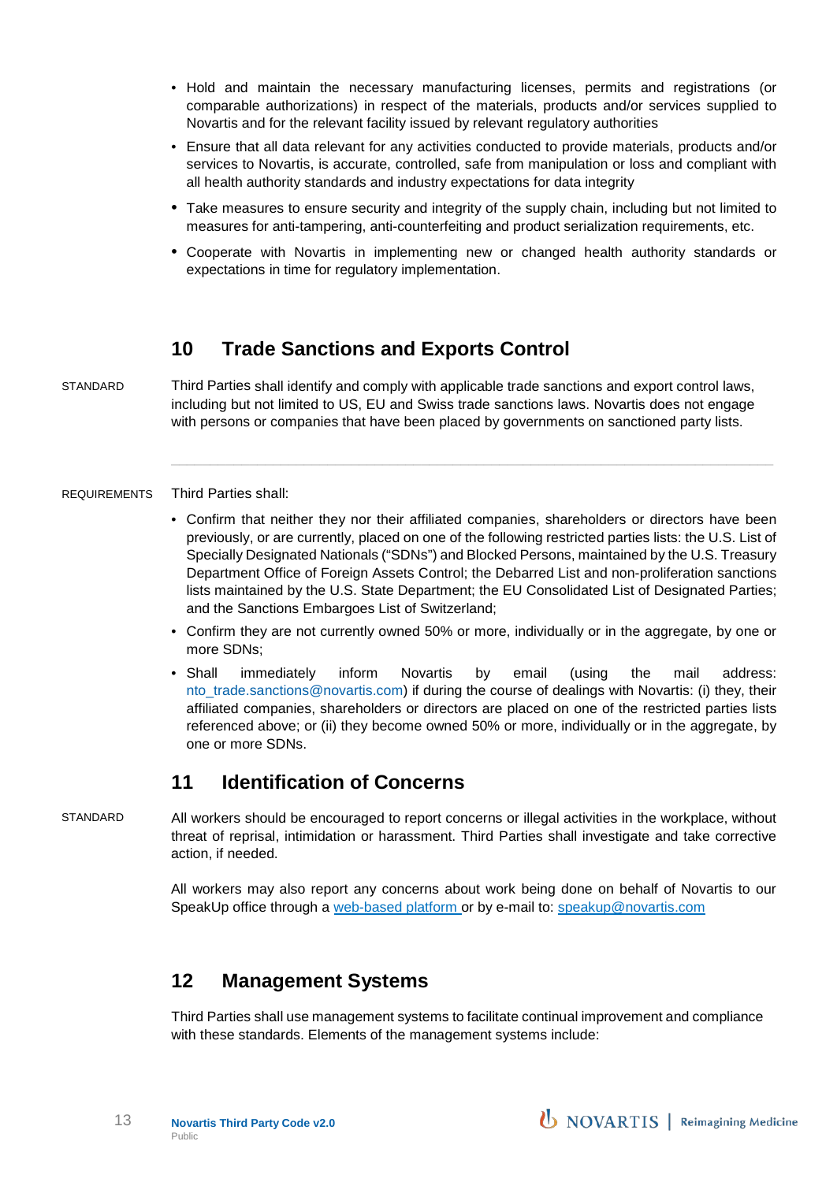- Hold and maintain the necessary manufacturing licenses, permits and registrations (or comparable authorizations) in respect of the materials, products and/or services supplied to Novartis and for the relevant facility issued by relevant regulatory authorities
- Ensure that all data relevant for any activities conducted to provide materials, products and/or services to Novartis, is accurate, controlled, safe from manipulation or loss and compliant with all health authority standards and industry expectations for data integrity
- Take measures to ensure security and integrity of the supply chain, including but not limited to measures for anti-tampering, anti-counterfeiting and product serialization requirements, etc.
- Cooperate with Novartis in implementing new or changed health authority standards or expectations in time for regulatory implementation.

## 10 Trade Sanctions and Exports Control

STANDARD

Third Parties shall identify and comply with applicable trade sanctions and export control laws, including but not limited to US, EU and Swiss trade sanctions laws. Novartis does not engage with persons or companies that have been placed by governments on sanctioned party lists.

---

REQUIREMENTS

Third Parties shall:

- Confirm that neither they nor their affiliated companies, shareholders or directors have been previously, or are currently, placed on one of the following restricted parties lists: the U.S. List of Specially Designated Nationals ("SDNs") and Blocked Persons, maintained by the U.S. Treasury Department Office of Foreign Assets Control; the Debarred List and non-proliferation sanctions lists maintained by the U.S. State Department; the EU Consolidated List of Designated Parties; and the Sanctions Embargoes List of Switzerland;
- Confirm they are not currently owned 50% or more, individually or in the aggregate, by one or more SDNs;
- Shall immediately inform Novartis by email (using the mail address: nto_trade.sanctions@novartis.com) if during the course of dealings with Novartis: (i) they, their affiliated companies, shareholders or directors are placed on one of the restricted parties lists referenced above; or (ii) they become owned 50% or more, individually or in the aggregate, by one or more SDNs.

## 11 Identification of Concerns

STANDARD

All workers should be encouraged to report concerns or illegal activities in the workplace, without threat of reprisal, intimidation or harassment. Third Parties shall investigate and take corrective action, if needed.

All workers may also report any concerns about work being done on behalf of Novartis to our SpeakUp office through a web-based platform or by e-mail to: speakup@novartis.com

## 12 Management Systems

Third Parties shall use management systems to facilitate continual improvement and compliance with these standards. Elements of the management systems include: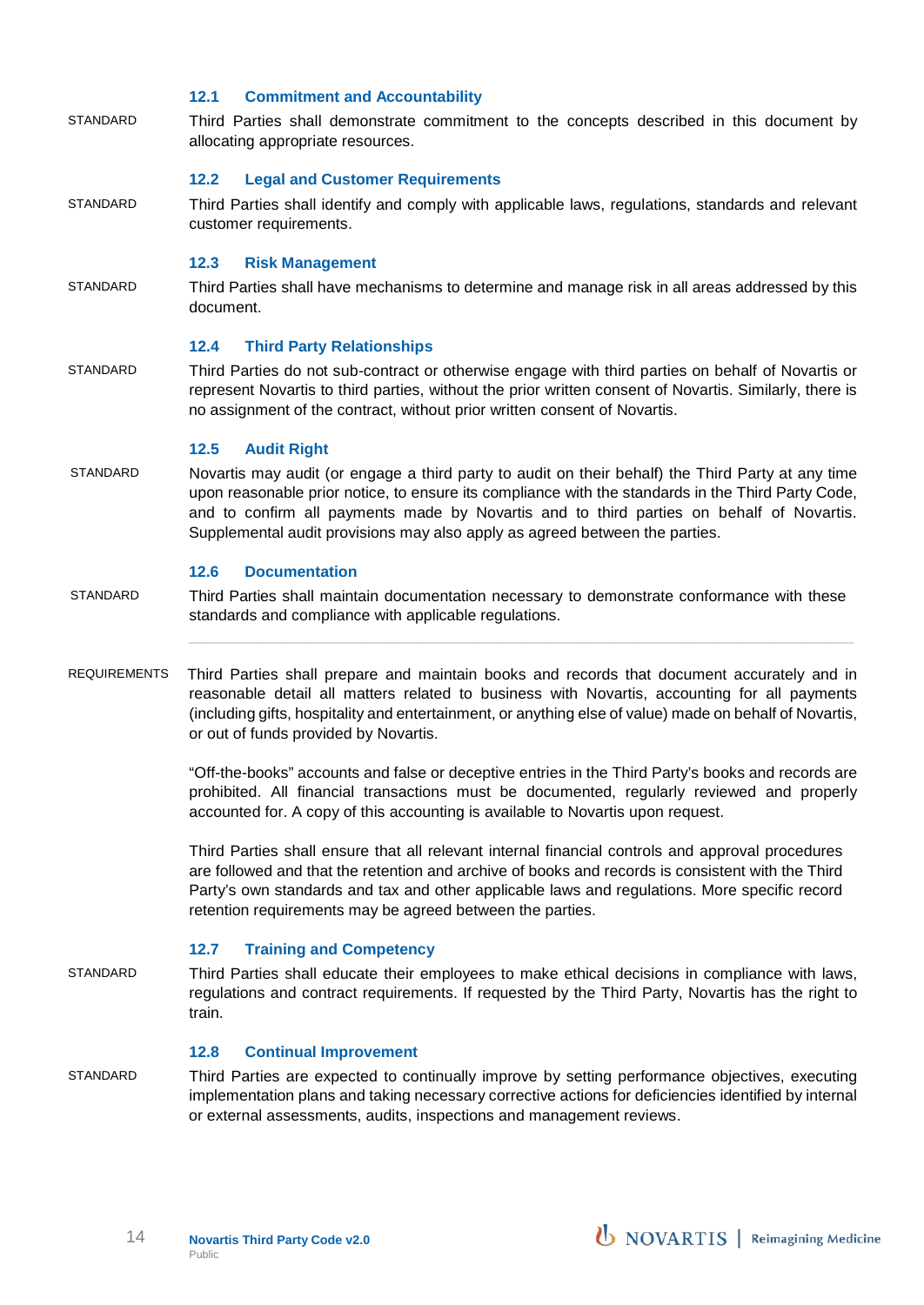### 12.1 Commitment and Accountability

STANDARD

Third Parties shall demonstrate commitment to the concepts described in this document by allocating appropriate resources.

### 12.2 Legal and Customer Requirements

STANDARD

Third Parties shall identify and comply with applicable laws, regulations, standards and relevant customer requirements.

### 12.3 Risk Management

STANDARD

Third Parties shall have mechanisms to determine and manage risk in all areas addressed by this document.

### 12.4 Third Party Relationships

STANDARD

Third Parties do not sub-contract or otherwise engage with third parties on behalf of Novartis or represent Novartis to third parties, without the prior written consent of Novartis. Similarly, there is no assignment of the contract, without prior written consent of Novartis.

### 12.5 Audit Right

STANDARD

Novartis may audit (or engage a third party to audit on their behalf) the Third Party at any time upon reasonable prior notice, to ensure its compliance with the standards in the Third Party Code, and to confirm all payments made by Novartis and to third parties on behalf of Novartis. Supplemental audit provisions may also apply as agreed between the parties.

### 12.6 Documentation

STANDARD

Third Parties shall maintain documentation necessary to demonstrate conformance with these standards and compliance with applicable regulations.

---

REQUIREMENTS

Third Parties shall prepare and maintain books and records that document accurately and in reasonable detail all matters related to business with Novartis, accounting for all payments (including gifts, hospitality and entertainment, or anything else of value) made on behalf of Novartis, or out of funds provided by Novartis.

"Off-the-books" accounts and false or deceptive entries in the Third Party's books and records are prohibited. All financial transactions must be documented, regularly reviewed and properly accounted for. A copy of this accounting is available to Novartis upon request.

Third Parties shall ensure that all relevant internal financial controls and approval procedures are followed and that the retention and archive of books and records is consistent with the Third Party's own standards and tax and other applicable laws and regulations. More specific record retention requirements may be agreed between the parties.

### 12.7 Training and Competency

STANDARD

Third Parties shall educate their employees to make ethical decisions in compliance with laws, regulations and contract requirements. If requested by the Third Party, Novartis has the right to train.

### 12.8 Continual Improvement

STANDARD

Third Parties are expected to continually improve by setting performance objectives, executing implementation plans and taking necessary corrective actions for deficiencies identified by internal or external assessments, audits, inspections and management reviews.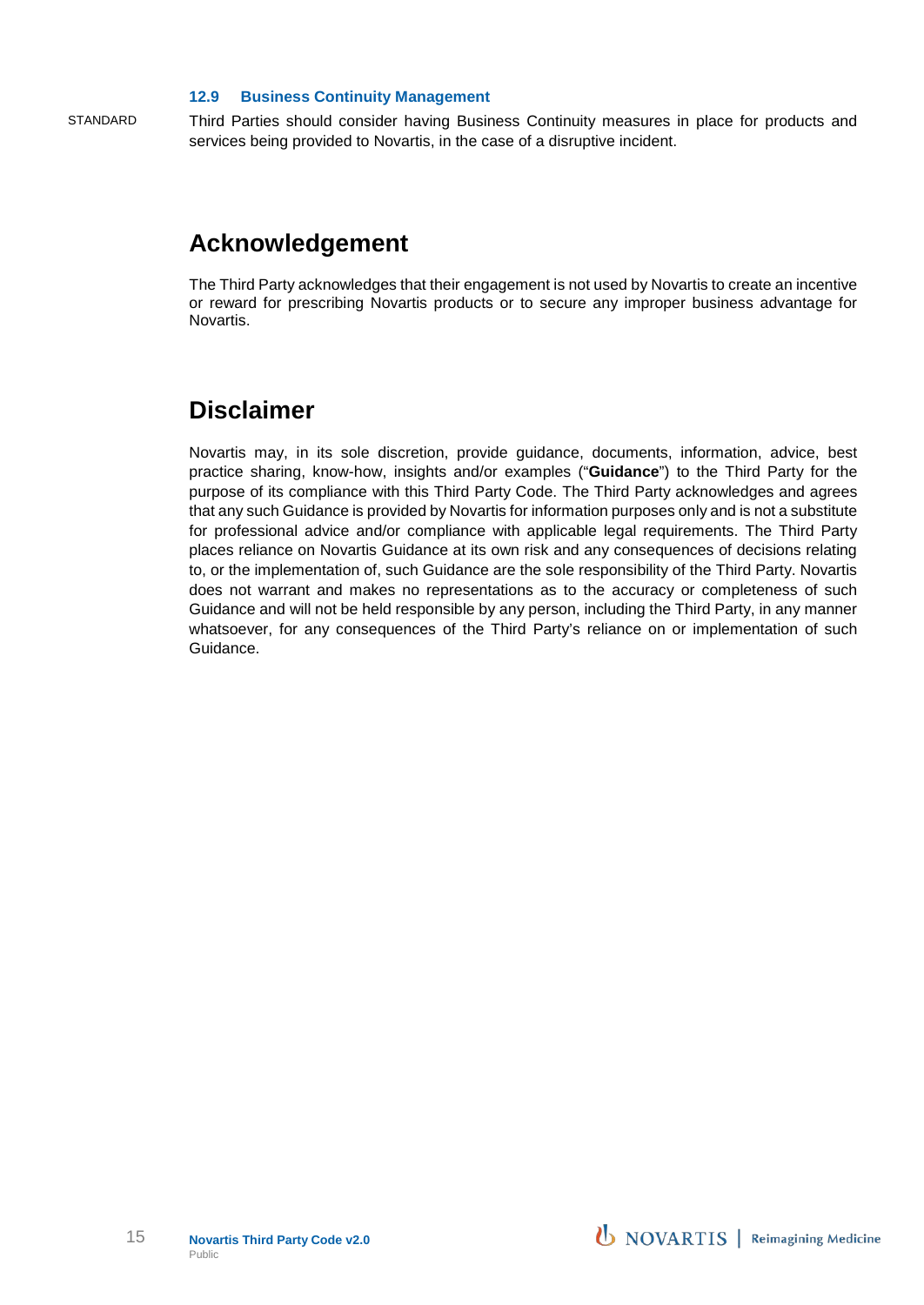### 12.9 Business Continuity Management

STANDARD

Third Parties should consider having Business Continuity measures in place for products and services being provided to Novartis, in the case of a disruptive incident.

## Acknowledgement

The Third Party acknowledges that their engagement is not used by Novartis to create an incentive or reward for prescribing Novartis products or to secure any improper business advantage for Novartis.

## Disclaimer

Novartis may, in its sole discretion, provide guidance, documents, information, advice, best practice sharing, know-how, insights and/or examples ("**Guidance**") to the Third Party for the purpose of its compliance with this Third Party Code. The Third Party acknowledges and agrees that any such Guidance is provided by Novartis for information purposes only and is not a substitute for professional advice and/or compliance with applicable legal requirements. The Third Party places reliance on Novartis Guidance at its own risk and any consequences of decisions relating to, or the implementation of, such Guidance are the sole responsibility of the Third Party. Novartis does not warrant and makes no representations as to the accuracy or completeness of such Guidance and will not be held responsible by any person, including the Third Party, in any manner whatsoever, for any consequences of the Third Party's reliance on or implementation of such Guidance.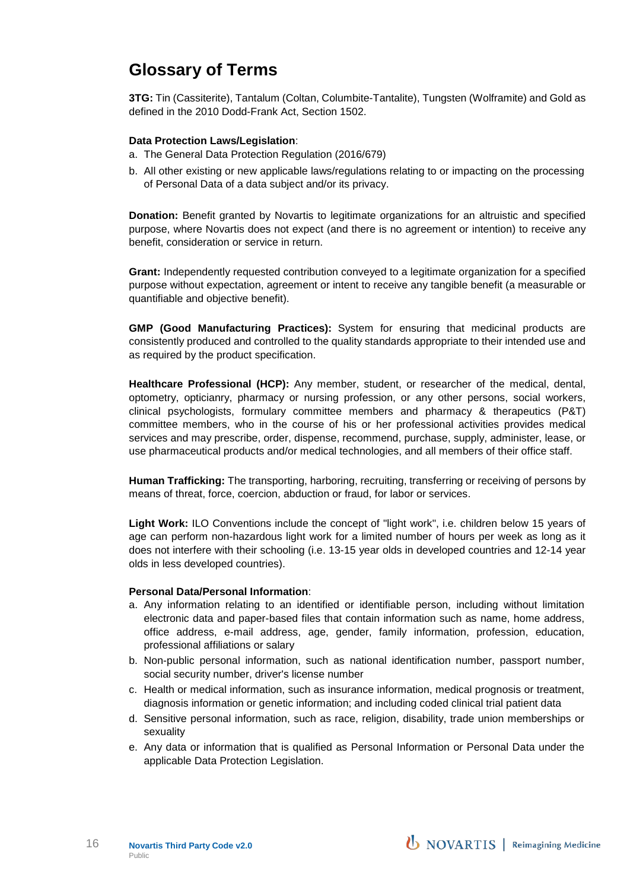# Glossary of Terms

**3TG:** Tin (Cassiterite), Tantalum (Coltan, Columbite-Tantalite), Tungsten (Wolframite) and Gold as defined in the 2010 Dodd-Frank Act, Section 1502.

**Data Protection Laws/Legislation**:

a. The General Data Protection Regulation (2016/679)
b. All other existing or new applicable laws/regulations relating to or impacting on the processing of Personal Data of a data subject and/or its privacy.

**Donation:** Benefit granted by Novartis to legitimate organizations for an altruistic and specified purpose, where Novartis does not expect (and there is no agreement or intention) to receive any benefit, consideration or service in return.

**Grant:** Independently requested contribution conveyed to a legitimate organization for a specified purpose without expectation, agreement or intent to receive any tangible benefit (a measurable or quantifiable and objective benefit).

**GMP (Good Manufacturing Practices):** System for ensuring that medicinal products are consistently produced and controlled to the quality standards appropriate to their intended use and as required by the product specification.

**Healthcare Professional (HCP):** Any member, student, or researcher of the medical, dental, optometry, opticianry, pharmacy or nursing profession, or any other persons, social workers, clinical psychologists, formulary committee members and pharmacy & therapeutics (P&T) committee members, who in the course of his or her professional activities provides medical services and may prescribe, order, dispense, recommend, purchase, supply, administer, lease, or use pharmaceutical products and/or medical technologies, and all members of their office staff.

**Human Trafficking:** The transporting, harboring, recruiting, transferring or receiving of persons by means of threat, force, coercion, abduction or fraud, for labor or services.

**Light Work:** ILO Conventions include the concept of "light work", i.e. children below 15 years of age can perform non-hazardous light work for a limited number of hours per week as long as it does not interfere with their schooling (i.e. 13-15 year olds in developed countries and 12-14 year olds in less developed countries).

**Personal Data/Personal Information**:

a. Any information relating to an identified or identifiable person, including without limitation electronic data and paper-based files that contain information such as name, home address, office address, e-mail address, age, gender, family information, profession, education, professional affiliations or salary
b. Non-public personal information, such as national identification number, passport number, social security number, driver's license number
c. Health or medical information, such as insurance information, medical prognosis or treatment, diagnosis information or genetic information; and including coded clinical trial patient data
d. Sensitive personal information, such as race, religion, disability, trade union memberships or sexuality
e. Any data or information that is qualified as Personal Information or Personal Data under the applicable Data Protection Legislation.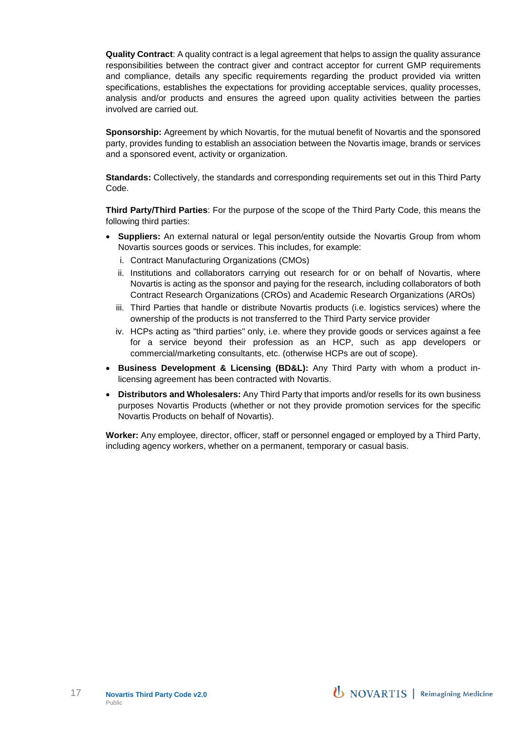**Quality Contract**: A quality contract is a legal agreement that helps to assign the quality assurance responsibilities between the contract giver and contract acceptor for current GMP requirements and compliance, details any specific requirements regarding the product provided via written specifications, establishes the expectations for providing acceptable services, quality processes, analysis and/or products and ensures the agreed upon quality activities between the parties involved are carried out.

**Sponsorship:** Agreement by which Novartis, for the mutual benefit of Novartis and the sponsored party, provides funding to establish an association between the Novartis image, brands or services and a sponsored event, activity or organization.

**Standards:** Collectively, the standards and corresponding requirements set out in this Third Party Code.

**Third Party/Third Parties**: For the purpose of the scope of the Third Party Code, this means the following third parties:

- **Suppliers:** An external natural or legal person/entity outside the Novartis Group from whom Novartis sources goods or services. This includes, for example:
  - i. Contract Manufacturing Organizations (CMOs)
  - ii. Institutions and collaborators carrying out research for or on behalf of Novartis, where Novartis is acting as the sponsor and paying for the research, including collaborators of both Contract Research Organizations (CROs) and Academic Research Organizations (AROs)
  - iii. Third Parties that handle or distribute Novartis products (i.e. logistics services) where the ownership of the products is not transferred to the Third Party service provider
  - iv. HCPs acting as "third parties" only, i.e. where they provide goods or services against a fee for a service beyond their profession as an HCP, such as app developers or commercial/marketing consultants, etc. (otherwise HCPs are out of scope).
- **Business Development & Licensing (BD&L):** Any Third Party with whom a product in-licensing agreement has been contracted with Novartis.
- **Distributors and Wholesalers:** Any Third Party that imports and/or resells for its own business purposes Novartis Products (whether or not they provide promotion services for the specific Novartis Products on behalf of Novartis).

**Worker:** Any employee, director, officer, staff or personnel engaged or employed by a Third Party, including agency workers, whether on a permanent, temporary or casual basis.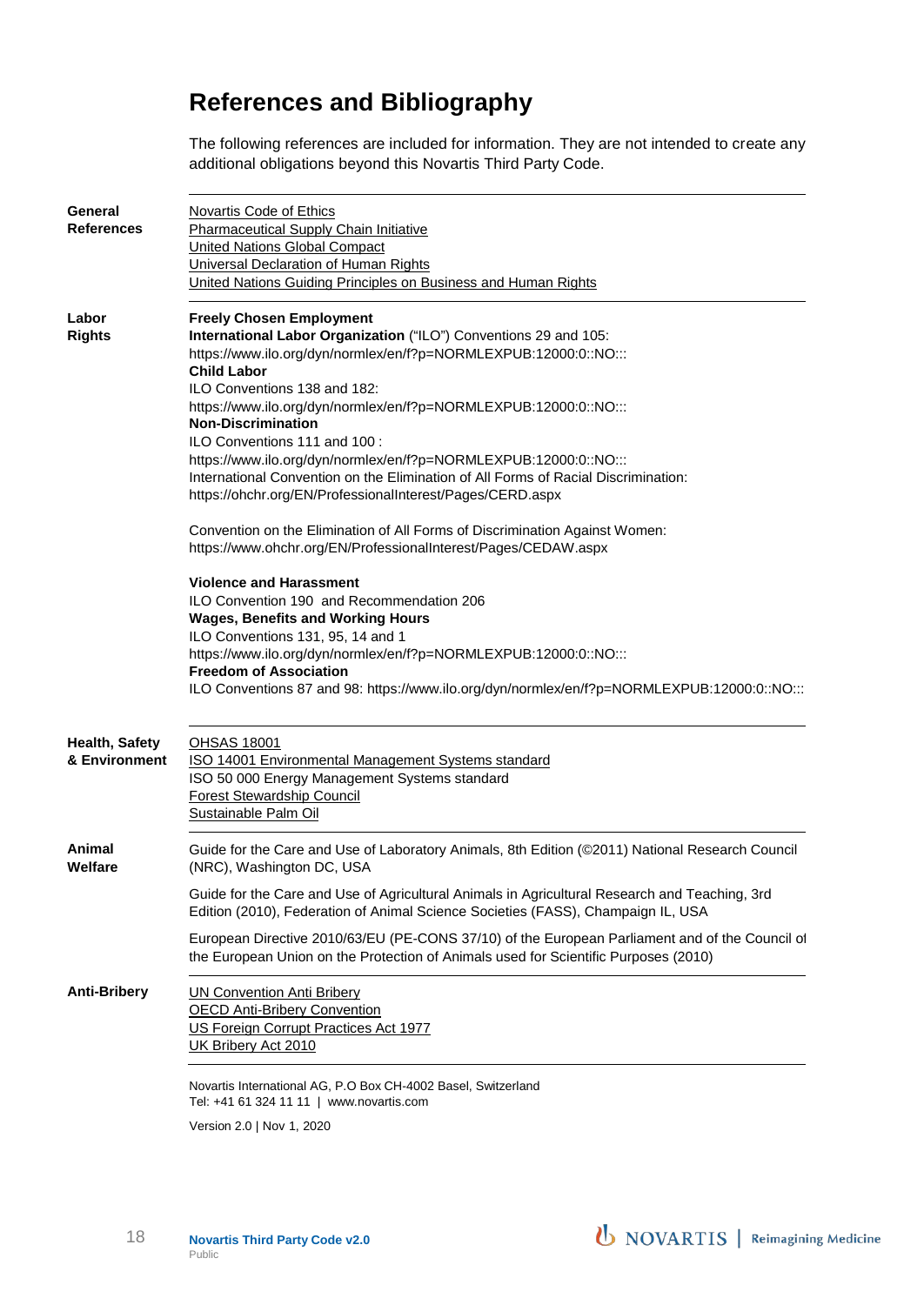# References and Bibliography

The following references are included for information. They are not intended to create any additional obligations beyond this Novartis Third Party Code.

| | |
|---|---|
| **General References** | Novartis Code of Ethics<br>Pharmaceutical Supply Chain Initiative<br>United Nations Global Compact<br>Universal Declaration of Human Rights<br>United Nations Guiding Principles on Business and Human Rights |
| **Labor Rights** | **Freely Chosen Employment**<br>**International Labor Organization** ("ILO") Conventions 29 and 105: https://www.ilo.org/dyn/normlex/en/f?p=NORMLEXPUB:12000:0::NO:::<br>**Child Labor**<br>ILO Conventions 138 and 182: https://www.ilo.org/dyn/normlex/en/f?p=NORMLEXPUB:12000:0::NO:::<br>**Non-Discrimination**<br>ILO Conventions 111 and 100 : https://www.ilo.org/dyn/normlex/en/f?p=NORMLEXPUB:12000:0::NO:::<br>International Convention on the Elimination of All Forms of Racial Discrimination: https://ohchr.org/EN/ProfessionalInterest/Pages/CERD.aspx<br><br>Convention on the Elimination of All Forms of Discrimination Against Women: https://www.ohchr.org/EN/ProfessionalInterest/Pages/CEDAW.aspx<br><br>**Violence and Harassment**<br>ILO Convention 190 and Recommendation 206<br>**Wages, Benefits and Working Hours**<br>ILO Conventions 131, 95, 14 and 1<br>https://www.ilo.org/dyn/normlex/en/f?p=NORMLEXPUB:12000:0::NO:::<br>**Freedom of Association**<br>ILO Conventions 87 and 98: https://www.ilo.org/dyn/normlex/en/f?p=NORMLEXPUB:12000:0::NO::: |
| **Health, Safety & Environment** | OHSAS 18001<br>ISO 14001 Environmental Management Systems standard<br>ISO 50 000 Energy Management Systems standard<br>Forest Stewardship Council<br>Sustainable Palm Oil |
| **Animal Welfare** | Guide for the Care and Use of Laboratory Animals, 8th Edition (©2011) National Research Council (NRC), Washington DC, USA<br><br>Guide for the Care and Use of Agricultural Animals in Agricultural Research and Teaching, 3rd Edition (2010), Federation of Animal Science Societies (FASS), Champaign IL, USA<br><br>European Directive 2010/63/EU (PE-CONS 37/10) of the European Parliament and of the Council of the European Union on the Protection of Animals used for Scientific Purposes (2010) |
| **Anti-Bribery** | UN Convention Anti Bribery<br>OECD Anti-Bribery Convention<br>US Foreign Corrupt Practices Act 1977<br>UK Bribery Act 2010 |

Novartis International AG, P.O Box CH-4002 Basel, Switzerland
Tel: +41 61 324 11 11 | www.novartis.com

Version 2.0 | Nov 1, 2020